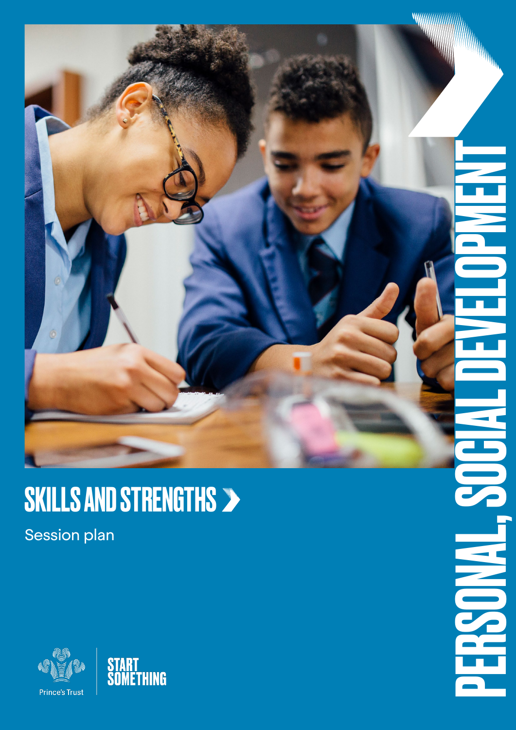# SKILLS AND STRENGTHS

Session plan

PERSONAL, SOCIAL DEVELOPMENT

Prince's Trust

START SOMETHING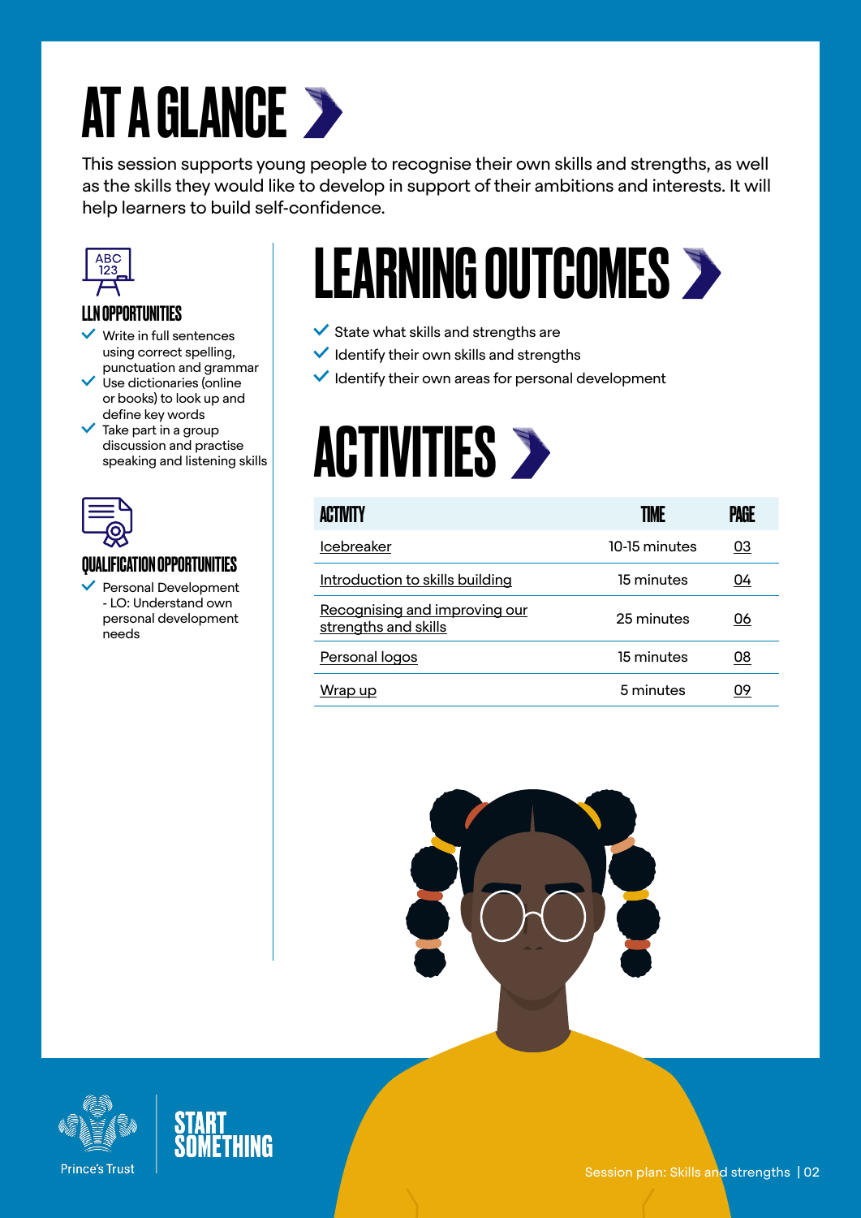# AT A GLANCE

This session supports young people to recognise their own skills and strengths, as well as the skills they would like to develop in support of their ambitions and interests. It will help learners to build self-confidence.

### LLN OPPORTUNITIES

- Write in full sentences using correct spelling, punctuation and grammar
- Use dictionaries (online or books) to look up and define key words
- Take part in a group discussion and practise speaking and listening skills

### QUALIFICATION OPPORTUNITIES

- Personal Development - LO: Understand own personal development needs

## LEARNING OUTCOMES

- State what skills and strengths are
- Identify their own skills and strengths
- Identify their own areas for personal development

## ACTIVITIES

| ACTIVITY | TIME | PAGE |
|---|---|---|
| Icebreaker | 10-15 minutes | 03 |
| Introduction to skills building | 15 minutes | 04 |
| Recognising and improving our strengths and skills | 25 minutes | 06 |
| Personal logos | 15 minutes | 08 |
| Wrap up | 5 minutes | 09 |

Prince's Trust

START SOMETHING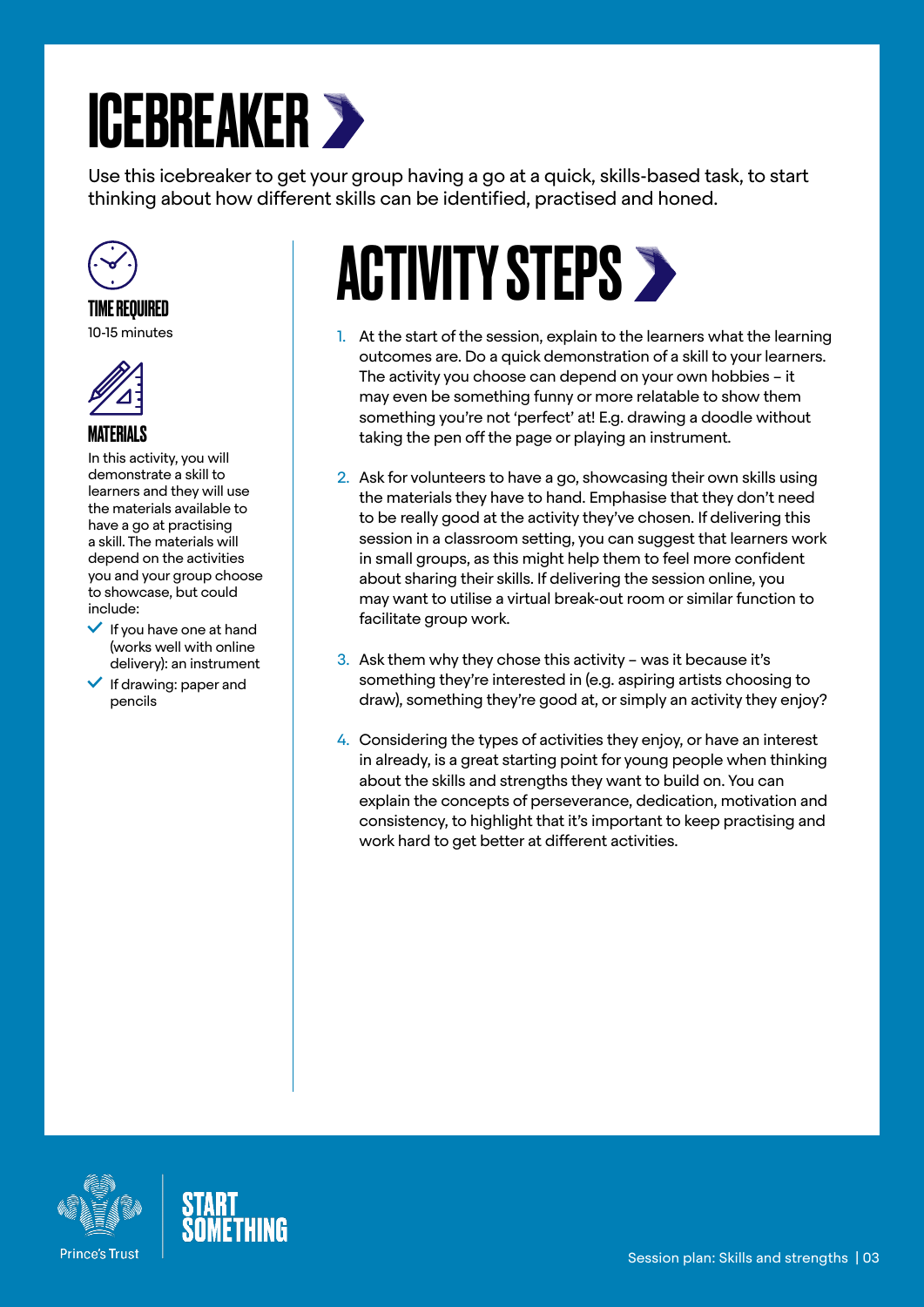# ICEBREAKER

Use this icebreaker to get your group having a go at a quick, skills-based task, to start thinking about how different skills can be identified, practised and honed.

### TIME REQUIRED

10-15 minutes

### MATERIALS

In this activity, you will demonstrate a skill to learners and they will use the materials available to have a go at practising a skill. The materials will depend on the activities you and your group choose to showcase, but could include:

- If you have one at hand (works well with online delivery): an instrument
- If drawing: paper and pencils

## ACTIVITY STEPS

1. At the start of the session, explain to the learners what the learning outcomes are. Do a quick demonstration of a skill to your learners. The activity you choose can depend on your own hobbies – it may even be something funny or more relatable to show them something you're not 'perfect' at! E.g. drawing a doodle without taking the pen off the page or playing an instrument.

2. Ask for volunteers to have a go, showcasing their own skills using the materials they have to hand. Emphasise that they don't need to be really good at the activity they've chosen. If delivering this session in a classroom setting, you can suggest that learners work in small groups, as this might help them to feel more confident about sharing their skills. If delivering the session online, you may want to utilise a virtual break-out room or similar function to facilitate group work.

3. Ask them why they chose this activity – was it because it's something they're interested in (e.g. aspiring artists choosing to draw), something they're good at, or simply an activity they enjoy?

4. Considering the types of activities they enjoy, or have an interest in already, is a great starting point for young people when thinking about the skills and strengths they want to build on. You can explain the concepts of perseverance, dedication, motivation and consistency, to highlight that it's important to keep practising and work hard to get better at different activities.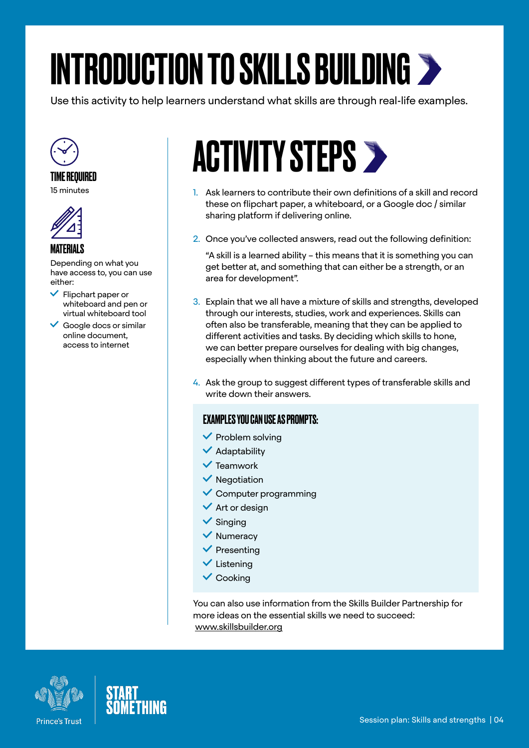# INTRODUCTION TO SKILLS BUILDING

Use this activity to help learners understand what skills are through real-life examples.

### TIME REQUIRED

15 minutes

### MATERIALS

Depending on what you have access to, you can use either:

- Flipchart paper or whiteboard and pen or virtual whiteboard tool
- Google docs or similar online document, access to internet

## ACTIVITY STEPS

1. Ask learners to contribute their own definitions of a skill and record these on flipchart paper, a whiteboard, or a Google doc / similar sharing platform if delivering online.

2. Once you've collected answers, read out the following definition:

   "A skill is a learned ability – this means that it is something you can get better at, and something that can either be a strength, or an area for development".

3. Explain that we all have a mixture of skills and strengths, developed through our interests, studies, work and experiences. Skills can often also be transferable, meaning that they can be applied to different activities and tasks. By deciding which skills to hone, we can better prepare ourselves for dealing with big changes, especially when thinking about the future and careers.

4. Ask the group to suggest different types of transferable skills and write down their answers.

### EXAMPLES YOU CAN USE AS PROMPTS:

- Problem solving
- Adaptability
- Teamwork
- Negotiation
- Computer programming
- Art or design
- Singing
- Numeracy
- Presenting
- Listening
- Cooking

You can also use information from the Skills Builder Partnership for more ideas on the essential skills we need to succeed: www.skillsbuilder.org

Prince's Trust | START SOMETHING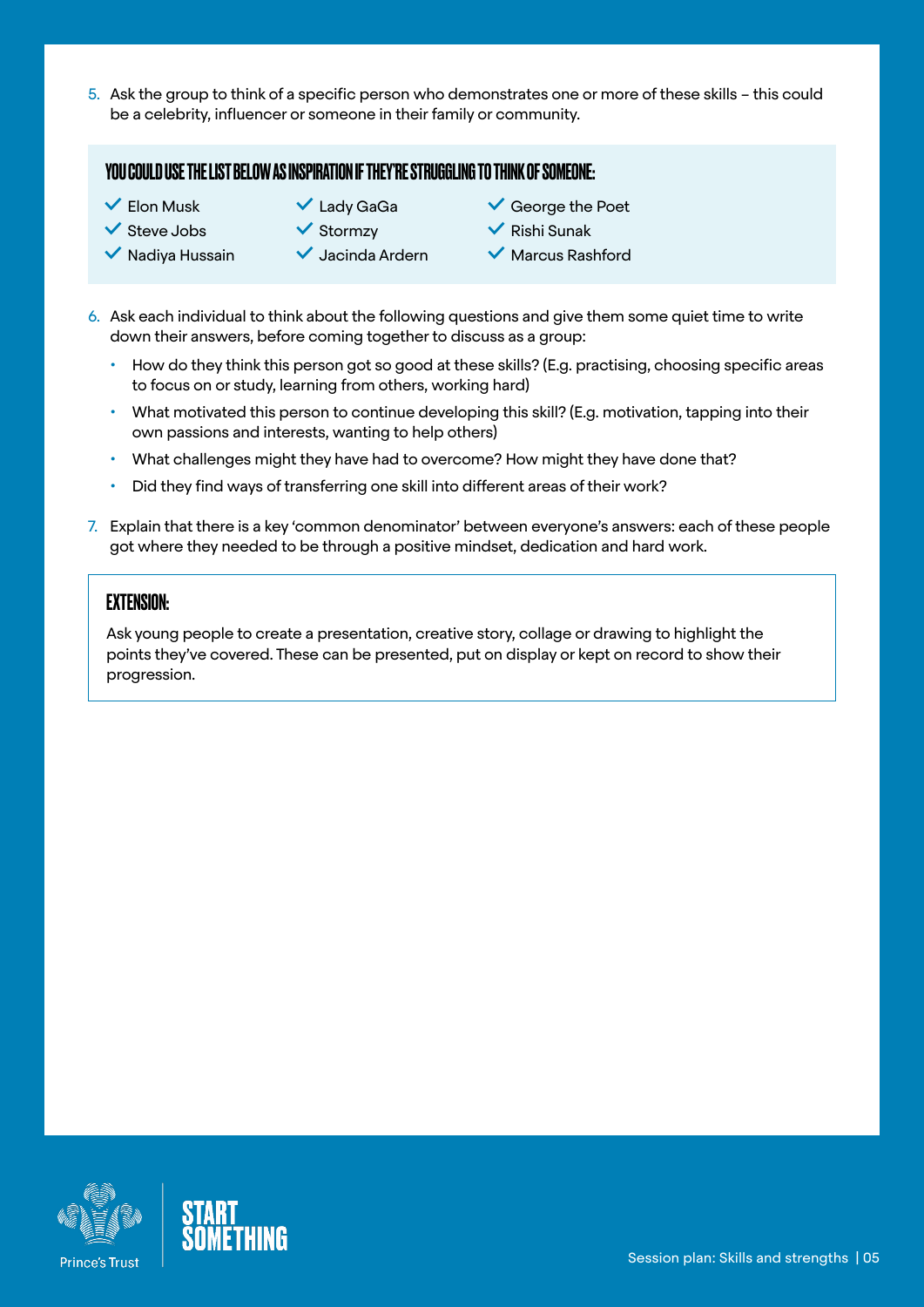5. Ask the group to think of a specific person who demonstrates one or more of these skills – this could be a celebrity, influencer or someone in their family or community.

**YOU COULD USE THE LIST BELOW AS INSPIRATION IF THEY'RE STRUGGLING TO THINK OF SOMEONE:**

- Elon Musk
- Steve Jobs
- Nadiya Hussain
- Lady GaGa
- Stormzy
- Jacinda Ardern
- George the Poet
- Rishi Sunak
- Marcus Rashford

6. Ask each individual to think about the following questions and give them some quiet time to write down their answers, before coming together to discuss as a group:
   - How do they think this person got so good at these skills? (E.g. practising, choosing specific areas to focus on or study, learning from others, working hard)
   - What motivated this person to continue developing this skill? (E.g. motivation, tapping into their own passions and interests, wanting to help others)
   - What challenges might they have had to overcome? How might they have done that?
   - Did they find ways of transferring one skill into different areas of their work?

7. Explain that there is a key 'common denominator' between everyone's answers: each of these people got where they needed to be through a positive mindset, dedication and hard work.

**EXTENSION:**

Ask young people to create a presentation, creative story, collage or drawing to highlight the points they've covered. These can be presented, put on display or kept on record to show their progression.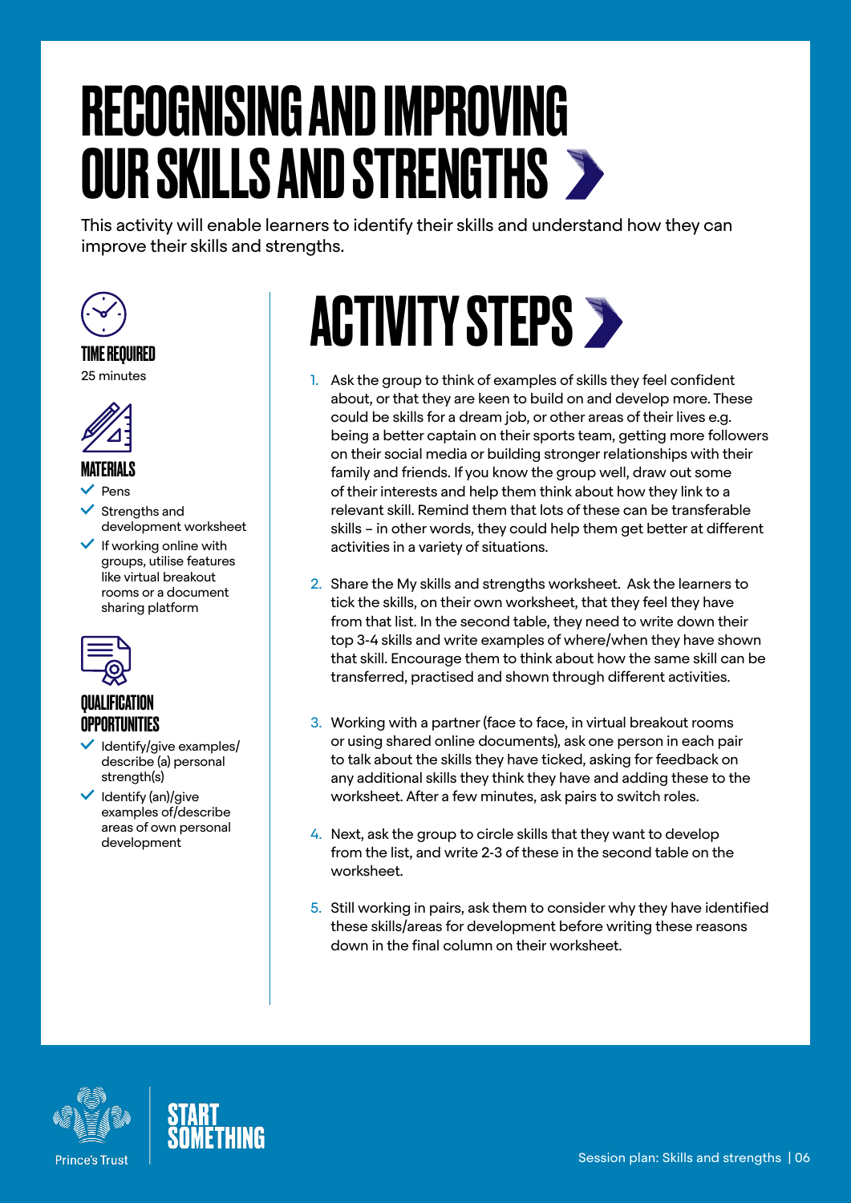# RECOGNISING AND IMPROVING OUR SKILLS AND STRENGTHS

This activity will enable learners to identify their skills and understand how they can improve their skills and strengths.

### TIME REQUIRED

25 minutes

### MATERIALS

- Pens
- Strengths and development worksheet
- If working online with groups, utilise features like virtual breakout rooms or a document sharing platform

### QUALIFICATION OPPORTUNITIES

- Identify/give examples/ describe (a) personal strength(s)
- Identify (an)/give examples of/describe areas of own personal development

## ACTIVITY STEPS

1. Ask the group to think of examples of skills they feel confident about, or that they are keen to build on and develop more. These could be skills for a dream job, or other areas of their lives e.g. being a better captain on their sports team, getting more followers on their social media or building stronger relationships with their family and friends. If you know the group well, draw out some of their interests and help them think about how they link to a relevant skill. Remind them that lots of these can be transferable skills – in other words, they could help them get better at different activities in a variety of situations.

2. Share the My skills and strengths worksheet. Ask the learners to tick the skills, on their own worksheet, that they feel they have from that list. In the second table, they need to write down their top 3-4 skills and write examples of where/when they have shown that skill. Encourage them to think about how the same skill can be transferred, practised and shown through different activities.

3. Working with a partner (face to face, in virtual breakout rooms or using shared online documents), ask one person in each pair to talk about the skills they have ticked, asking for feedback on any additional skills they think they have and adding these to the worksheet. After a few minutes, ask pairs to switch roles.

4. Next, ask the group to circle skills that they want to develop from the list, and write 2-3 of these in the second table on the worksheet.

5. Still working in pairs, ask them to consider why they have identified these skills/areas for development before writing these reasons down in the final column on their worksheet.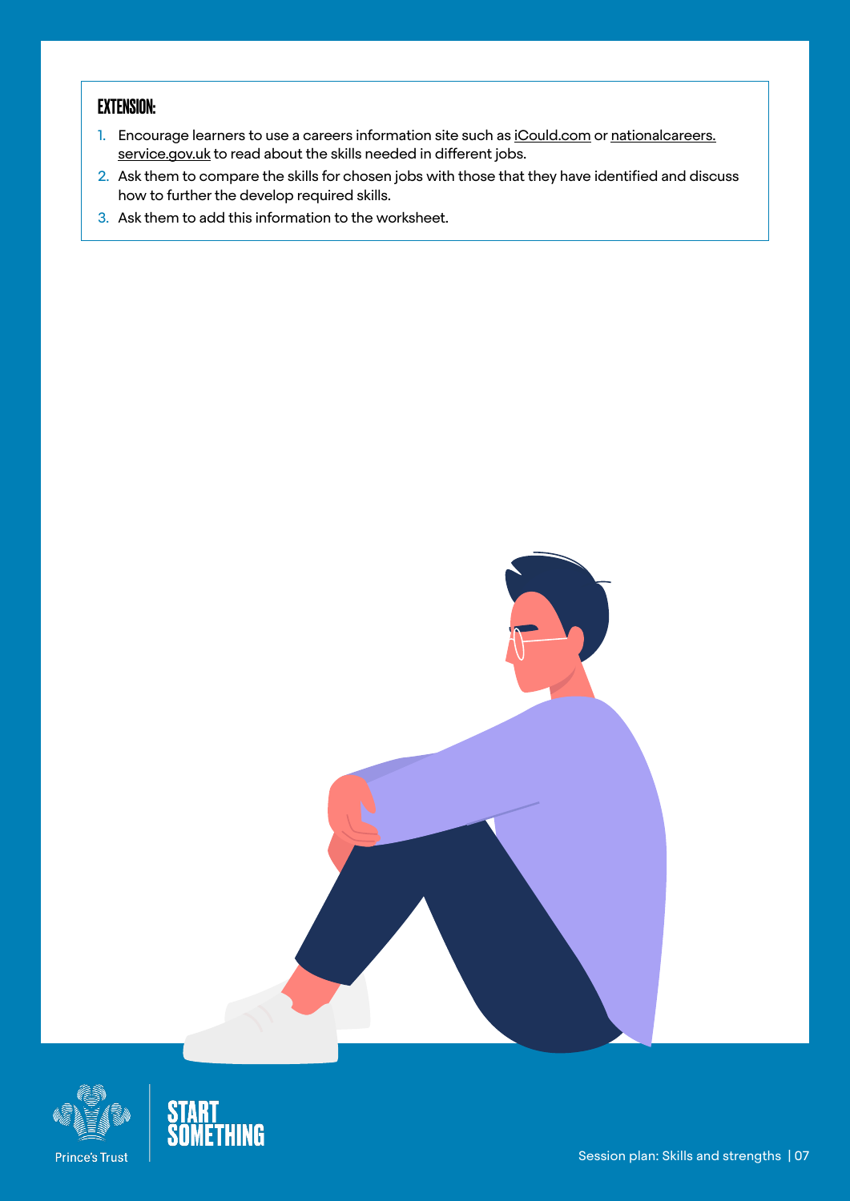### EXTENSION:

1. Encourage learners to use a careers information site such as iCould.com or nationalcareers.service.gov.uk to read about the skills needed in different jobs.
2. Ask them to compare the skills for chosen jobs with those that they have identified and discuss how to further the develop required skills.
3. Ask them to add this information to the worksheet.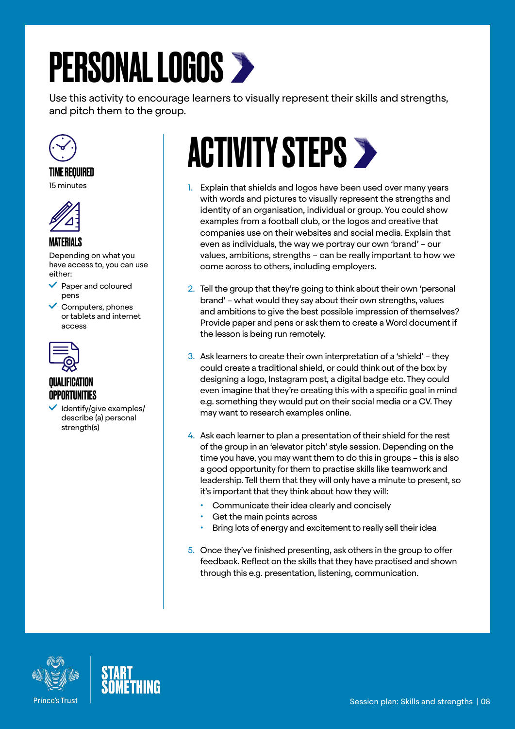# PERSONAL LOGOS

Use this activity to encourage learners to visually represent their skills and strengths, and pitch them to the group.

### TIME REQUIRED

15 minutes

### MATERIALS

Depending on what you have access to, you can use either:

- Paper and coloured pens
- Computers, phones or tablets and internet access

### QUALIFICATION OPPORTUNITIES

- Identify/give examples/ describe (a) personal strength(s)

## ACTIVITY STEPS

1. Explain that shields and logos have been used over many years with words and pictures to visually represent the strengths and identity of an organisation, individual or group. You could show examples from a football club, or the logos and creative that companies use on their websites and social media. Explain that even as individuals, the way we portray our own 'brand' – our values, ambitions, strengths – can be really important to how we come across to others, including employers.

2. Tell the group that they're going to think about their own 'personal brand' – what would they say about their own strengths, values and ambitions to give the best possible impression of themselves? Provide paper and pens or ask them to create a Word document if the lesson is being run remotely.

3. Ask learners to create their own interpretation of a 'shield' – they could create a traditional shield, or could think out of the box by designing a logo, Instagram post, a digital badge etc. They could even imagine that they're creating this with a specific goal in mind e.g. something they would put on their social media or a CV. They may want to research examples online.

4. Ask each learner to plan a presentation of their shield for the rest of the group in an 'elevator pitch' style session. Depending on the time you have, you may want them to do this in groups – this is also a good opportunity for them to practise skills like teamwork and leadership. Tell them that they will only have a minute to present, so it's important that they think about how they will:
   - Communicate their idea clearly and concisely
   - Get the main points across
   - Bring lots of energy and excitement to really sell their idea

5. Once they've finished presenting, ask others in the group to offer feedback. Reflect on the skills that they have practised and shown through this e.g. presentation, listening, communication.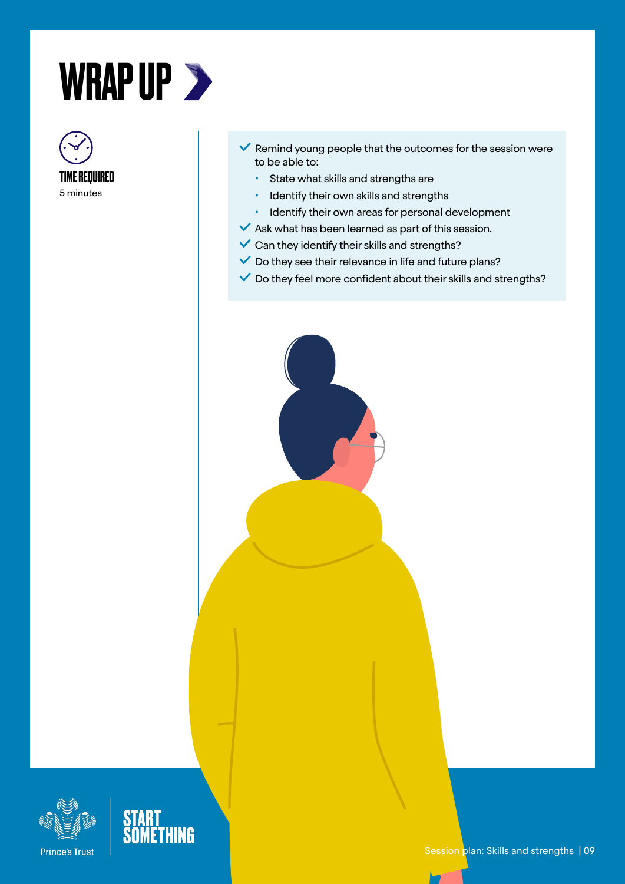# WRAP UP

**TIME REQUIRED**
5 minutes

- Remind young people that the outcomes for the session were to be able to:
  - State what skills and strengths are
  - Identify their own skills and strengths
  - Identify their own areas for personal development
- Ask what has been learned as part of this session.
- Can they identify their skills and strengths?
- Do they see their relevance in life and future plans?
- Do they feel more confident about their skills and strengths?

Prince's Trust | START SOMETHING